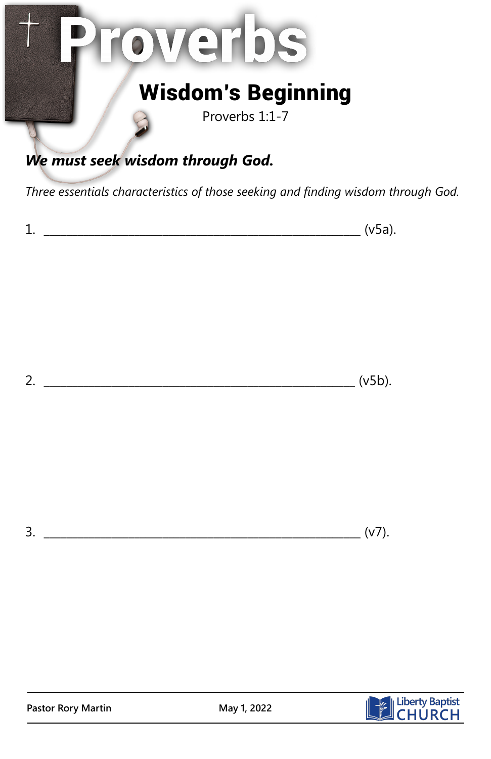# Proverbs

## Wisdom's Beginning

Proverbs 1:1-7

***We must seek wisdom through God.***

*Three essentials characteristics of those seeking and finding wisdom through God.*

1. ____________________________________________________ (v5a).

2. ____________________________________________________ (v5b).

3. ____________________________________________________ (v7).

Pastor Rory Martin — May 1, 2022 — Liberty Baptist Church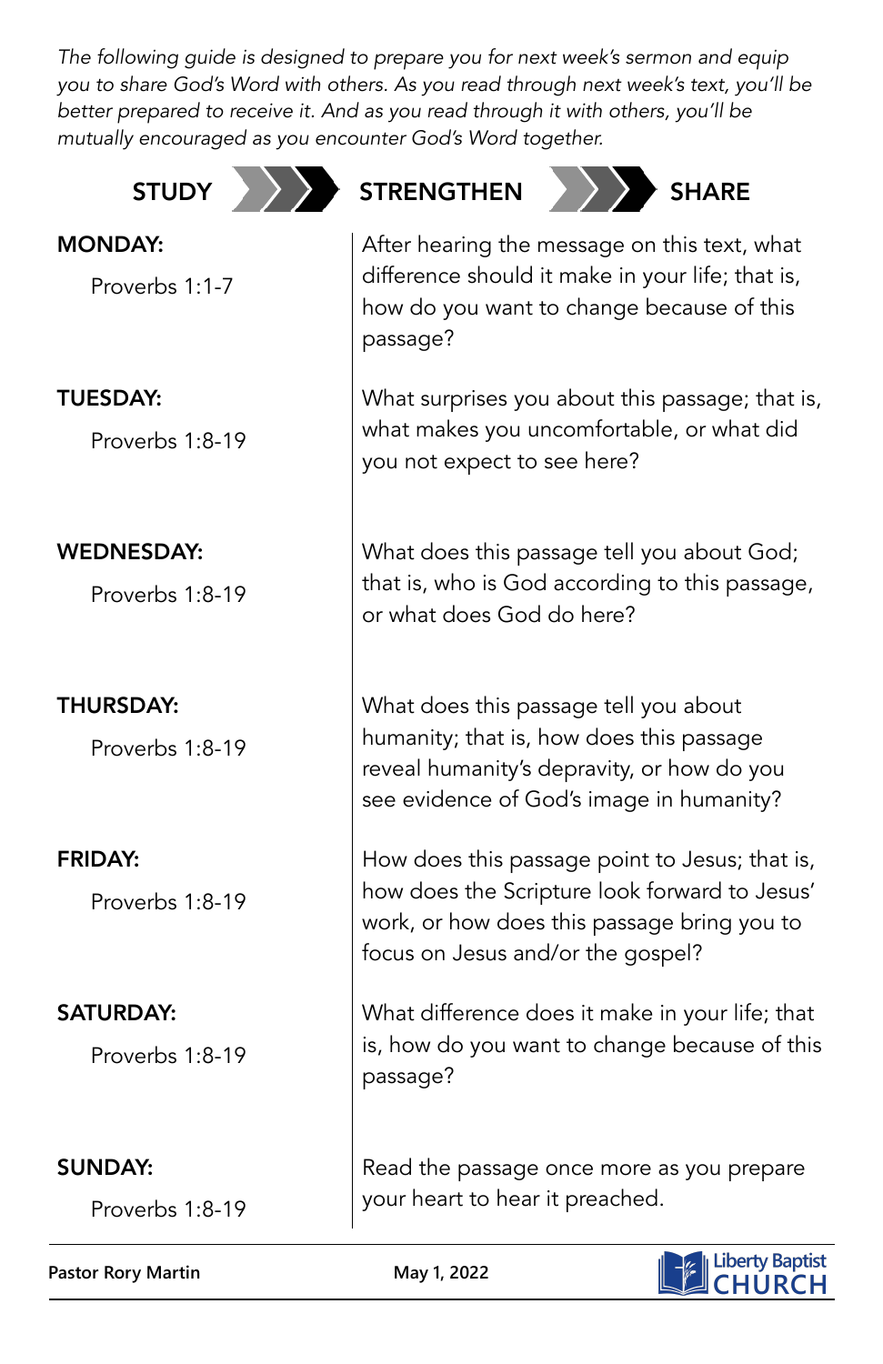*The following guide is designed to prepare you for next week's sermon and equip you to share God's Word with others. As you read through next week's text, you'll be better prepared to receive it. And as you read through it with others, you'll be mutually encouraged as you encounter God's Word together.*

**STUDY** → **STRENGTHEN** → **SHARE**

| | |
|---|---|
| **MONDAY:** Proverbs 1:1-7 | After hearing the message on this text, what difference should it make in your life; that is, how do you want to change because of this passage? |
| **TUESDAY:** Proverbs 1:8-19 | What surprises you about this passage; that is, what makes you uncomfortable, or what did you not expect to see here? |
| **WEDNESDAY:** Proverbs 1:8-19 | What does this passage tell you about God; that is, who is God according to this passage, or what does God do here? |
| **THURSDAY:** Proverbs 1:8-19 | What does this passage tell you about humanity; that is, how does this passage reveal humanity's depravity, or how do you see evidence of God's image in humanity? |
| **FRIDAY:** Proverbs 1:8-19 | How does this passage point to Jesus; that is, how does the Scripture look forward to Jesus' work, or how does this passage bring you to focus on Jesus and/or the gospel? |
| **SATURDAY:** Proverbs 1:8-19 | What difference does it make in your life; that is, how do you want to change because of this passage? |
| **SUNDAY:** Proverbs 1:8-19 | Read the passage once more as you prepare your heart to hear it preached. |

**Pastor Rory Martin** | **May 1, 2022** | Liberty Baptist CHURCH